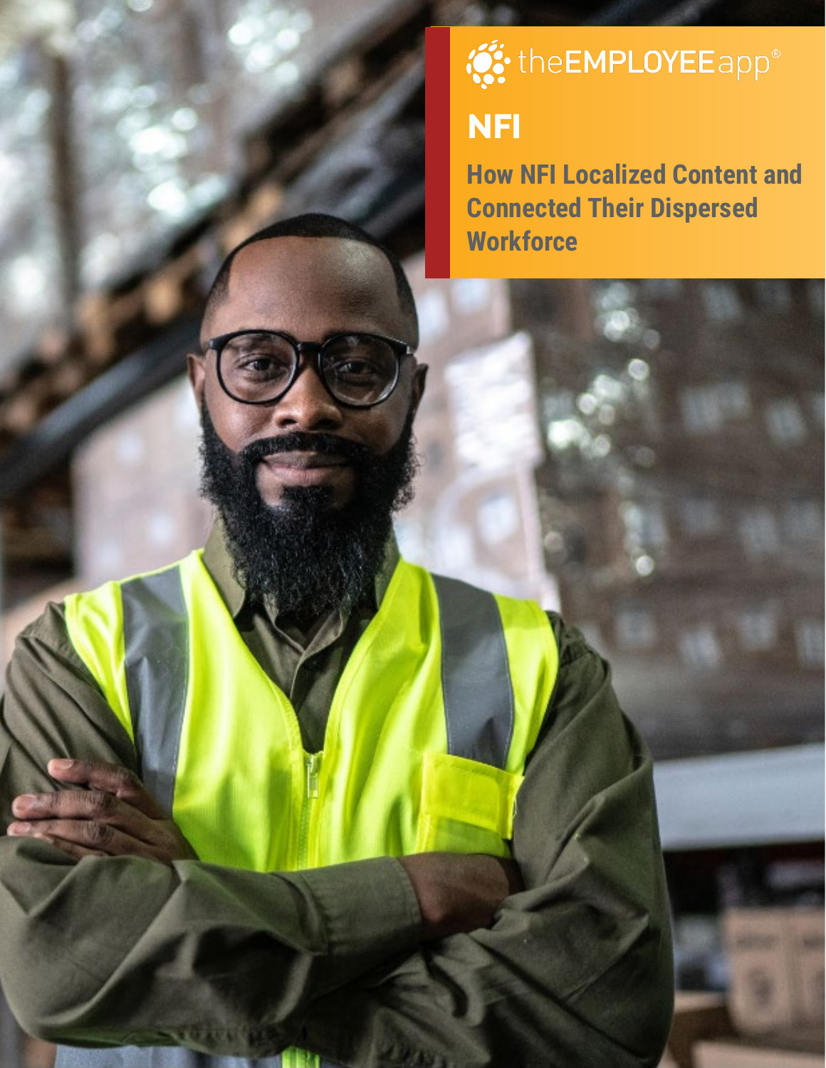theEMPLOYEEapp®

# NFI

## How NFI Localized Content and Connected Their Dispersed Workforce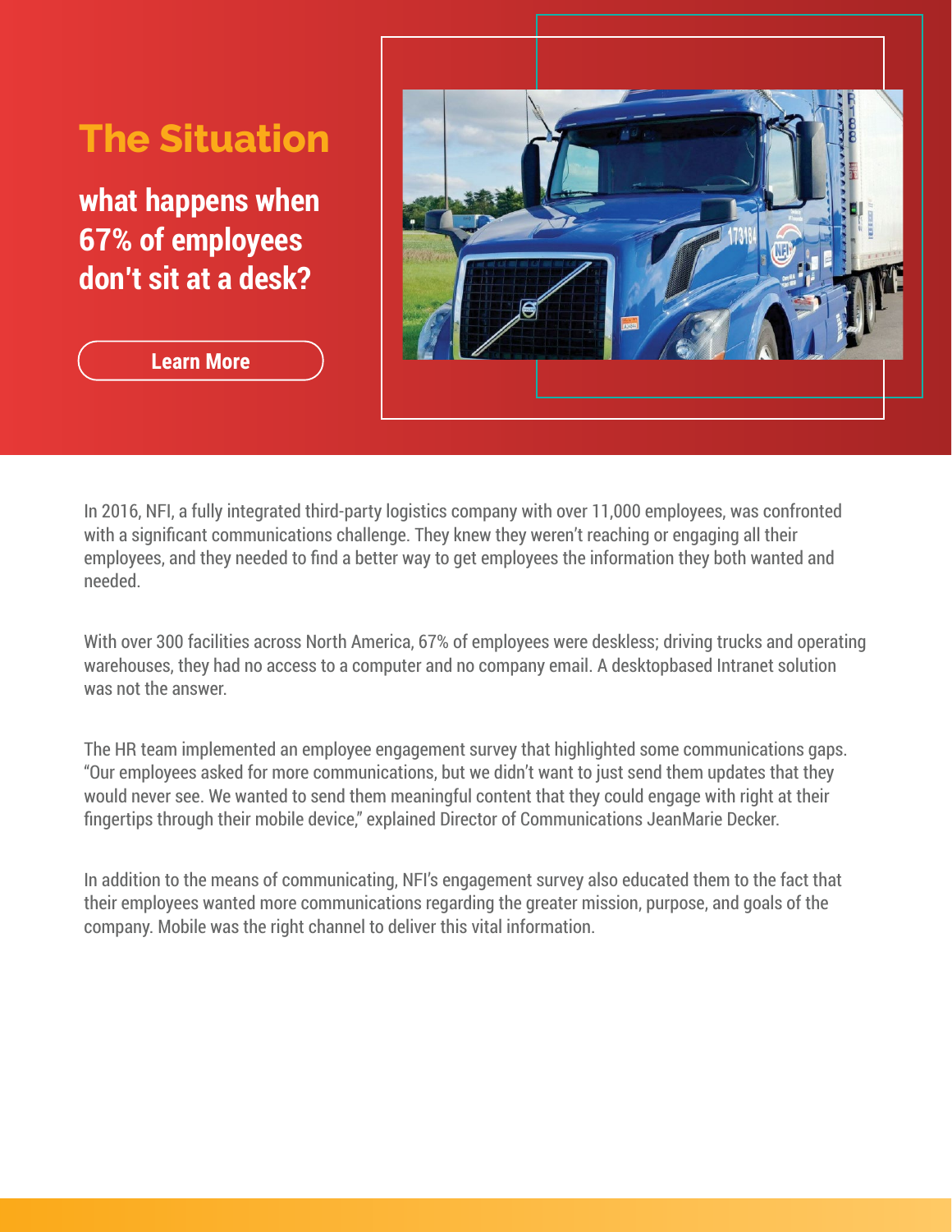# The Situation

**what happens when 67% of employees don't sit at a desk?**

Learn More

In 2016, NFI, a fully integrated third-party logistics company with over 11,000 employees, was confronted with a significant communications challenge. They knew they weren't reaching or engaging all their employees, and they needed to find a better way to get employees the information they both wanted and needed.

With over 300 facilities across North America, 67% of employees were deskless; driving trucks and operating warehouses, they had no access to a computer and no company email. A desktopbased Intranet solution was not the answer.

The HR team implemented an employee engagement survey that highlighted some communications gaps. "Our employees asked for more communications, but we didn't want to just send them updates that they would never see. We wanted to send them meaningful content that they could engage with right at their fingertips through their mobile device," explained Director of Communications JeanMarie Decker.

In addition to the means of communicating, NFI's engagement survey also educated them to the fact that their employees wanted more communications regarding the greater mission, purpose, and goals of the company. Mobile was the right channel to deliver this vital information.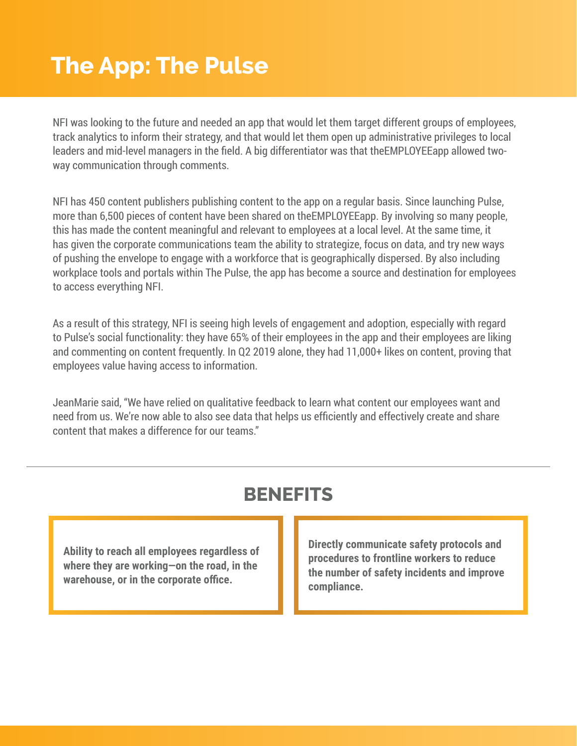# The App: The Pulse

NFI was looking to the future and needed an app that would let them target different groups of employees, track analytics to inform their strategy, and that would let them open up administrative privileges to local leaders and mid-level managers in the field. A big differentiator was that theEMPLOYEEapp allowed two-way communication through comments.

NFI has 450 content publishers publishing content to the app on a regular basis. Since launching Pulse, more than 6,500 pieces of content have been shared on theEMPLOYEEapp. By involving so many people, this has made the content meaningful and relevant to employees at a local level. At the same time, it has given the corporate communications team the ability to strategize, focus on data, and try new ways of pushing the envelope to engage with a workforce that is geographically dispersed. By also including workplace tools and portals within The Pulse, the app has become a source and destination for employees to access everything NFI.

As a result of this strategy, NFI is seeing high levels of engagement and adoption, especially with regard to Pulse's social functionality: they have 65% of their employees in the app and their employees are liking and commenting on content frequently. In Q2 2019 alone, they had 11,000+ likes on content, proving that employees value having access to information.

JeanMarie said, "We have relied on qualitative feedback to learn what content our employees want and need from us. We're now able to also see data that helps us efficiently and effectively create and share content that makes a difference for our teams."

---

## BENEFITS

**Ability to reach all employees regardless of where they are working—on the road, in the warehouse, or in the corporate office.**

**Directly communicate safety protocols and procedures to frontline workers to reduce the number of safety incidents and improve compliance.**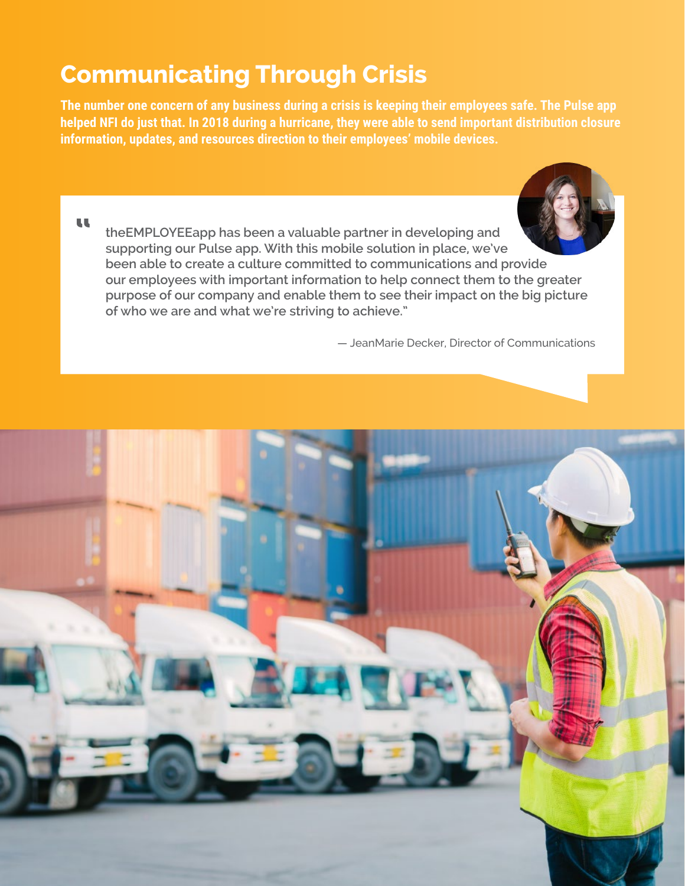# Communicating Through Crisis

**The number one concern of any business during a crisis is keeping their employees safe. The Pulse app helped NFI do just that. In 2018 during a hurricane, they were able to send important distribution closure information, updates, and resources direction to their employees' mobile devices.**

> "theEMPLOYEEapp has been a valuable partner in developing and supporting our Pulse app. With this mobile solution in place, we've been able to create a culture committed to communications and provide our employees with important information to help connect them to the greater purpose of our company and enable them to see their impact on the big picture of who we are and what we're striving to achieve."
>
> — JeanMarie Decker, Director of Communications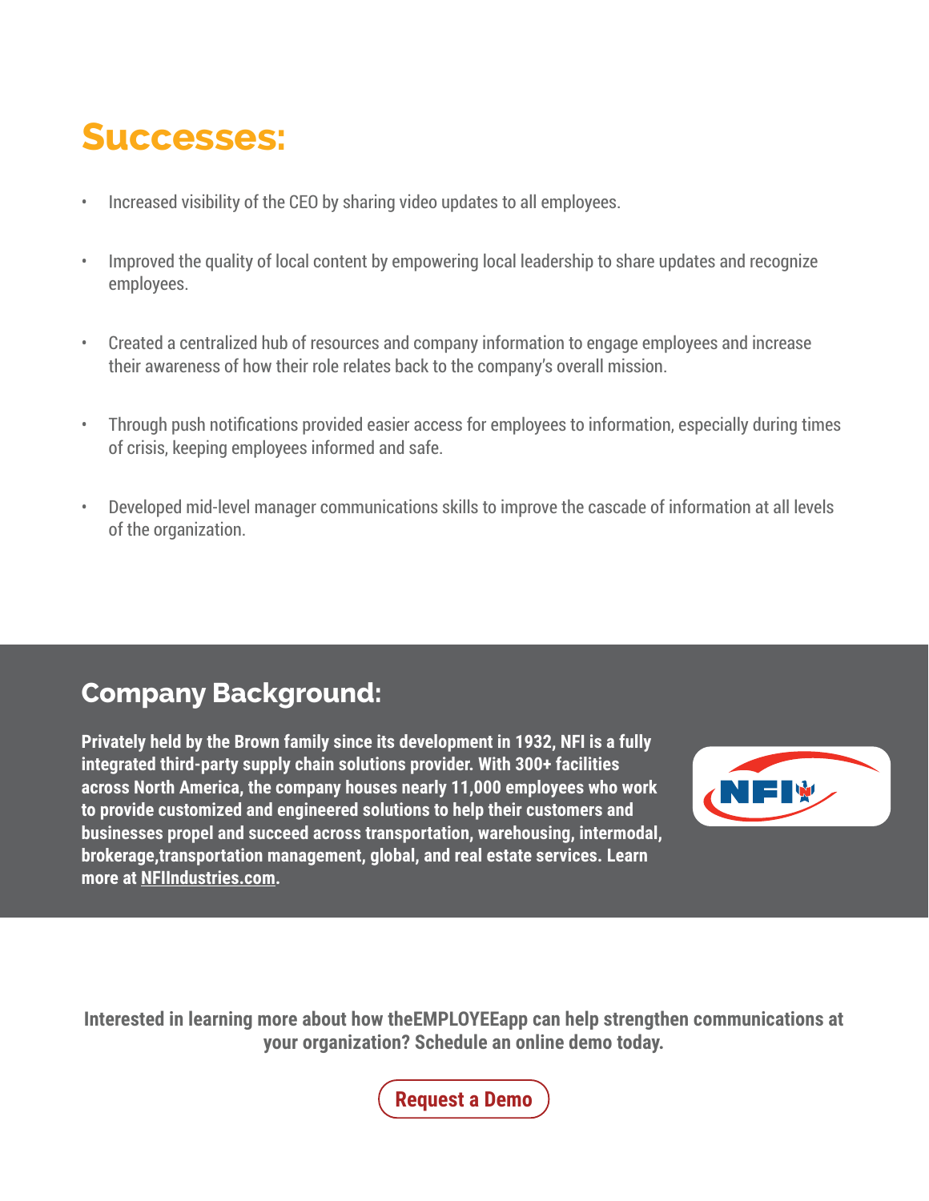## Successes:

- Increased visibility of the CEO by sharing video updates to all employees.
- Improved the quality of local content by empowering local leadership to share updates and recognize employees.
- Created a centralized hub of resources and company information to engage employees and increase their awareness of how their role relates back to the company's overall mission.
- Through push notifications provided easier access for employees to information, especially during times of crisis, keeping employees informed and safe.
- Developed mid-level manager communications skills to improve the cascade of information at all levels of the organization.

## Company Background:

**Privately held by the Brown family since its development in 1932, NFI is a fully integrated third-party supply chain solutions provider. With 300+ facilities across North America, the company houses nearly 11,000 employees who work to provide customized and engineered solutions to help their customers and businesses propel and succeed across transportation, warehousing, intermodal, brokerage,transportation management, global, and real estate services. Learn more at NFIIndustries.com.**

**Interested in learning more about how theEMPLOYEEapp can help strengthen communications at your organization? Schedule an online demo today.**

**Request a Demo**